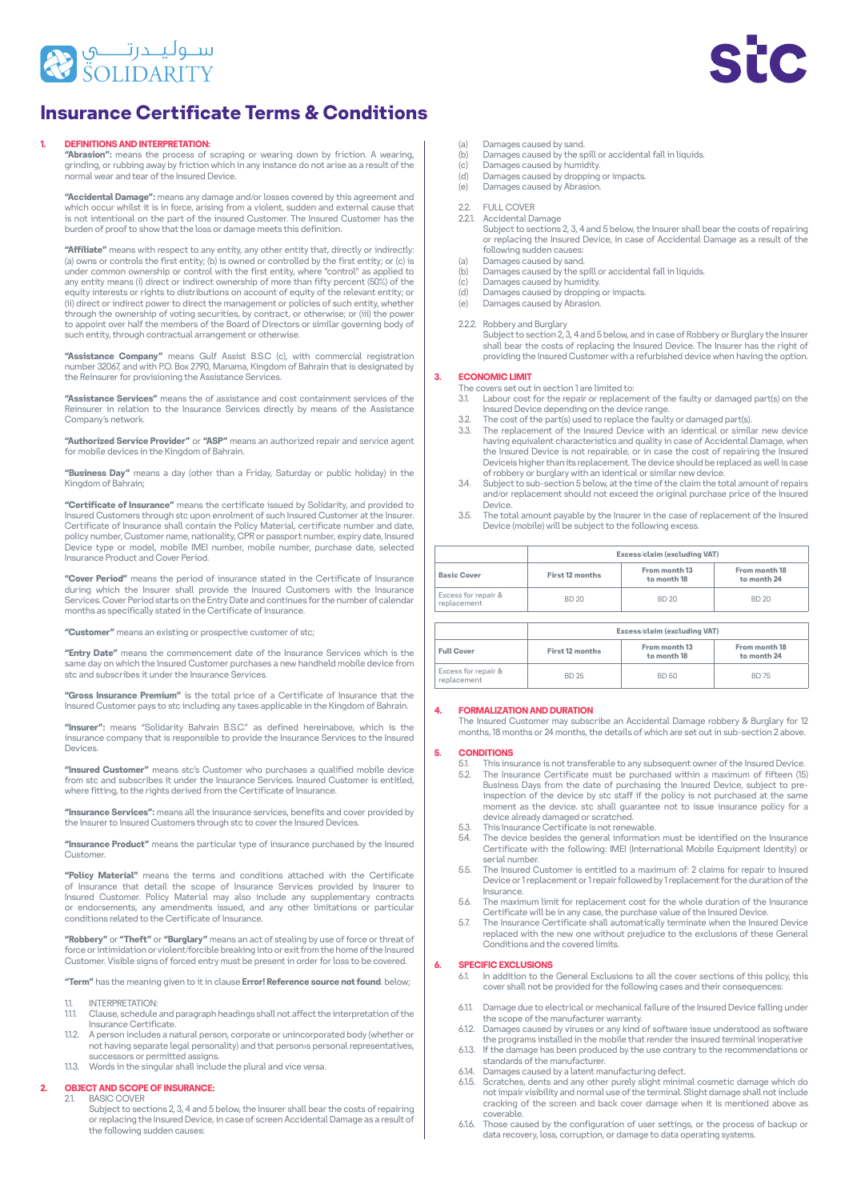# Insurance Certificate Terms & Conditions

## 1. DEFINITIONS AND INTERPRETATION:

**"Abrasion":** means the process of scraping or wearing down by friction. A wearing, grinding, or rubbing away by friction which in any instance do not arise as a result of the normal wear and tear of the Insured Device.

**"Accidental Damage":** means any damage and/or losses covered by this agreement and which occur whilst it is in force, arising from a violent, sudden and external cause that is not intentional on the part of the insured Customer. The Insured Customer has the burden of proof to show that the loss or damage meets this definition.

**"Affiliate"** means with respect to any entity, any other entity that, directly or indirectly: (a) owns or controls the first entity; (b) is owned or controlled by the first entity; or (c) is under common ownership or control with the first entity, where "control" as applied to any entity means (i) direct or indirect ownership of more than fifty percent (50%) of the equity interests or rights to distributions on account of equity of the relevant entity; or (ii) direct or indirect power to direct the management or policies of such entity, whether through the ownership of voting securities, by contract, or otherwise; or (iii) the power to appoint over half the members of the Board of Directors or similar governing body of such entity, through contractual arrangement or otherwise.

**"Assistance Company"** means Gulf Assist B.S.C (c), with commercial registration number 32067, and with P.O. Box 2790, Manama, Kingdom of Bahrain that is designated by the Reinsurer for provisioning the Assistance Services.

**"Assistance Services"** means the of assistance and cost containment services of the Reinsurer in relation to the Insurance Services directly by means of the Assistance Company's network.

**"Authorized Service Provider"** or **"ASP"** means an authorized repair and service agent for mobile devices in the Kingdom of Bahrain.

**"Business Day"** means a day (other than a Friday, Saturday or public holiday) in the Kingdom of Bahrain;

**"Certificate of Insurance"** means the certificate issued by Solidarity, and provided to Insured Customers through stc upon enrolment of such Insured Customer at the Insurer. Certificate of Insurance shall contain the Policy Material, certificate number and date, policy number, Customer name, nationality, CPR or passport number, expiry date, Insured Device type or model, mobile IMEI number, mobile number, purchase date, selected Insurance Product and Cover Period.

**"Cover Period"** means the period of insurance stated in the Certificate of Insurance during which the Insurer shall provide the Insured Customers with the Insurance Services. Cover Period starts on the Entry Date and continues for the number of calendar months as specifically stated in the Certificate of Insurance.

**"Customer"** means an existing or prospective customer of stc;

**"Entry Date"** means the commencement date of the Insurance Services which is the same day on which the Insured Customer purchases a new handheld mobile device from stc and subscribes it under the Insurance Services.

**"Gross Insurance Premium"** is the total price of a Certificate of Insurance that the Insured Customer pays to stc including any taxes applicable in the Kingdom of Bahrain.

**"Insurer":** means "Solidarity Bahrain B.S.C." as defined hereinabove, which is the insurance company that is responsible to provide the Insurance Services to the Insured Devices.

**"Insured Customer"** means stc's Customer who purchases a qualified mobile device from stc and subscribes it under the Insurance Services. Insured Customer is entitled, where fitting, to the rights derived from the Certificate of Insurance.

**"Insurance Services":** means all the insurance services, benefits and cover provided by the Insurer to Insured Customers through stc to cover the Insured Devices.

**"Insurance Product"** means the particular type of insurance purchased by the Insured Customer.

**"Policy Material"** means the terms and conditions attached with the Certificate of Insurance that detail the scope of Insurance Services provided by Insurer to Insured Customer. Policy Material may also include any supplementary contracts or endorsements, any amendments issued, and any other limitations or particular conditions related to the Certificate of Insurance.

**"Robbery"** or **"Theft"** or **"Burglary"** means an act of stealing by use of force or threat of force or intimidation or violent/forcible breaking into or exit from the home of the Insured Customer. Visible signs of forced entry must be present in order for loss to be covered.

**"Term"** has the meaning given to it in clause **Error! Reference source not found**. below;

1.1. INTERPRETATION:

1.1.1. Clause, schedule and paragraph headings shall not affect the interpretation of the Insurance Certificate.

1.1.2. A person includes a natural person, corporate or unincorporated body (whether or not having separate legal personality) and that person›s personal representatives, successors or permitted assigns.

1.1.3. Words in the singular shall include the plural and vice versa.

## 2. OBJECT AND SCOPE OF INSURANCE:

2.1. BASIC COVER

Subject to sections 2, 3, 4 and 5 below, the Insurer shall bear the costs of repairing or replacing the Insured Device, in case of screen Accidental Damage as a result of the following sudden causes:

- (a) Damages caused by sand.
- (b) Damages caused by the spill or accidental fall in liquids.
- (c) Damages caused by humidity.
- (d) Damages caused by dropping or impacts.
- (e) Damages caused by Abrasion.

2.2. FULL COVER

2.2.1. Accidental Damage

Subject to sections 2, 3, 4 and 5 below, the Insurer shall bear the costs of repairing or replacing the Insured Device, in case of Accidental Damage as a result of the following sudden causes:

- (a) Damages caused by sand.
- (b) Damages caused by the spill or accidental fall in liquids.
- (c) Damages caused by humidity.
- (d) Damages caused by dropping or impacts.
- (e) Damages caused by Abrasion.

2.2.2. Robbery and Burglary

Subject to section 2, 3, 4 and 5 below, and in case of Robbery or Burglary the Insurer shall bear the costs of replacing the Insured Device. The Insurer has the right of providing the Insured Customer with a refurbished device when having the option.

## 3. ECONOMIC LIMIT

The covers set out in section 1 are limited to:

3.1. Labour cost for the repair or replacement of the faulty or damaged part(s) on the Insured Device depending on the device range.

3.2. The cost of the part(s) used to replace the faulty or damaged part(s).

3.3. The replacement of the Insured Device with an identical or similar new device having equivalent characteristics and quality in case of Accidental Damage, when the Insured Device is not repairable, or in case the cost of repairing the Insured Deviceis higher than its replacement. The device should be replaced as well is case of robbery or burglary with an identical or similar new device.

3.4. Subject to sub-section 5 below, at the time of the claim the total amount of repairs and/or replacement should not exceed the original purchase price of the Insured Device.

3.5. The total amount payable by the Insurer in the case of replacement of the Insured Device (mobile) will be subject to the following excess.

| | Excess/claim (excluding VAT) | | |
|---|---|---|---|
| **Basic Cover** | **First 12 months** | **From month 13 to month 18** | **From month 18 to month 24** |
| Excess for repair & replacement | BD 20 | BD 20 | BD 20 |

| | Excess/claim (excluding VAT) | | |
|---|---|---|---|
| **Full Cover** | **First 12 months** | **From month 13 to month 18** | **From month 18 to month 24** |
| Excess for repair & replacement | BD 25 | BD 50 | BD 75 |

## 4. FORMALIZATION AND DURATION

The Insured Customer may subscribe an Accidental Damage robbery & Burglary for 12 months, 18 months or 24 months, the details of which are set out in sub-section 2 above.

## 5. CONDITIONS

5.1. This insurance is not transferable to any subsequent owner of the Insured Device.

5.2. The Insurance Certificate must be purchased within a maximum of fifteen (15) Business Days from the date of purchasing the Insured Device, subject to pre-inspection of the device by stc staff if the policy is not purchased at the same moment as the device. stc shall guarantee not to issue insurance policy for a device already damaged or scratched.

5.3. This Insurance Certificate is not renewable.

5.4. The device besides the general information must be identified on the Insurance Certificate with the following: IMEI (International Mobile Equipment Identity) or serial number.

5.5. The Insured Customer is entitled to a maximum of: 2 claims for repair to Insured Device or 1 replacement or 1 repair followed by 1 replacement for the duration of the Insurance.

5.6. The maximum limit for replacement cost for the whole duration of the Insurance Certificate will be in any case, the purchase value of the Insured Device.

5.7. The Insurance Certificate shall automatically terminate when the Insured Device replaced with the new one without prejudice to the exclusions of these General Conditions and the covered limits.

## 6. SPECIFIC EXCLUSIONS

6.1. In addition to the General Exclusions to all the cover sections of this policy, this cover shall not be provided for the following cases and their consequences:

6.1.1. Damage due to electrical or mechanical failure of the Insured Device falling under the scope of the manufacturer warranty.

6.1.2. Damages caused by viruses or any kind of software issue understood as software the programs installed in the mobile that render the insured terminal inoperative

6.1.3. If the damage has been produced by the use contrary to the recommendations or standards of the manufacturer.

6.1.4. Damages caused by a latent manufacturing defect.

6.1.5. Scratches, dents and any other purely slight minimal cosmetic damage which do not impair visibility and normal use of the terminal. Slight damage shall not include cracking of the screen and back cover damage when it is mentioned above as coverable.

6.1.6. Those caused by the configuration of user settings, or the process of backup or data recovery, loss, corruption, or damage to data operating systems.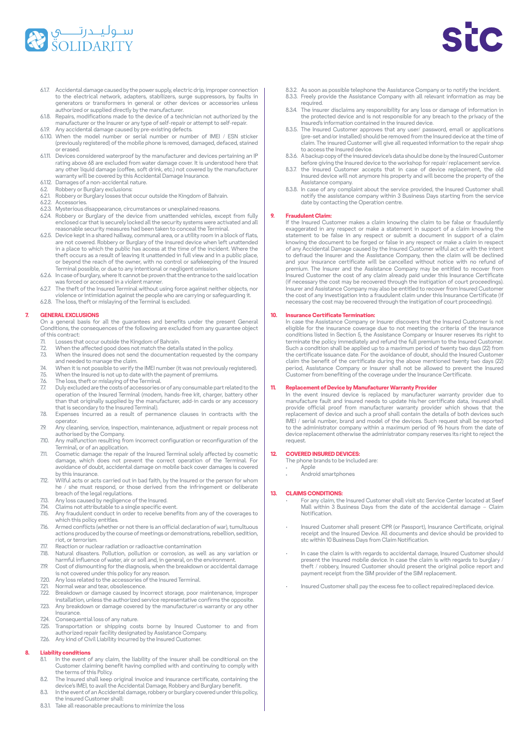6.1.7. Accidental damage caused by the power supply, electric drip, improper connection to the electrical network, adapters, stabilizers, surge suppressors, by faults in generators or transformers in general or other devices or accessories unless authorized or supplied directly by the manufacturer.

6.1.8. Repairs, modifications made to the device of a technician not authorized by the manufacturer or the Insurer or any type of self-repair or attempt to self-repair.

6.1.9. Any accidental damage caused by pre-existing defects.

6.1.10. When the model number or serial number or number of IMEI / ESN sticker (previously registered) of the mobile phone is removed, damaged, defaced, stained or erased.

6.1.11. Devices considered waterproof by the manufacturer and devices pertaining an IP rating above 68 are excluded from water damage cover. It is understood here that any other liquid damage (coffee, soft drink, etc.) not covered by the manufacturer warranty will be covered by this Accidental Damage Insurance.

6.1.12. Damages of a non-accidental nature.

6.2. Robbery or Burglary exclusions:

6.2.1. Robbery or Burglary losses that occur outside the Kingdom of Bahrain.

6.2.2. Accessories.

6.2.3. Mysterious disappearance, circumstances or unexplained reasons.

6.2.4. Robbery or Burglary of the device from unattended vehicles, except from fully enclosed car that is securely locked all the security systems were activated and all reasonable security measures had been taken to conceal the Terminal.

6.2.5. Device kept in a shared hallway, communal area, or a utility room in a block of flats, are not covered. Robbery or Burglary of the insured device when left unattended in a place to which the public has access at the time of the incident. Where the theft occurs as a result of leaving it unattended in full view and in a public place, or beyond the reach of the owner, with no control or safekeeping of the Insured Terminal possible, or due to any intentional or negligent omission.

6.2.6. In case of burglary, where it cannot be proven that the entrance to the said location was forced or accessed in a violent manner.

6.2.7. The theft of the Insured Terminal without using force against neither objects, nor violence or intimidation against the people who are carrying or safeguarding it.

6.2.8. The loss, theft or mislaying of the Terminal is excluded.

## 7. GENERAL EXCLUSIONS

On a general basis for all the guarantees and benefits under the present General Conditions, the consequences of the following are excluded from any guarantee object of this contract:

7.1. Losses that occur outside the Kingdom of Bahrain.

7.2. When the affected good does not match the details stated in the policy.

7.3. When the insured does not send the documentation requested by the company and needed to manage the claim.

7.4. When it is not possible to verify the IMEI number (it was not previously registered).

7.5. When the Insured is not up to date with the payment of premiums.

7.6. The loss, theft or mislaying of the Terminal.

7.7. Duly excluded are the costs of accessories or of any consumable part related to the operation of the Insured Terminal (modem, hands-free kit, charger, battery other than that originally supplied by the manufacturer, add-in cards or any accessory that is secondary to the Insured Terminal).

7.8. Expenses incurred as a result of permanence clauses in contracts with the operator.

7.9. Any cleaning, service, inspection, maintenance, adjustment or repair process not authorised by the Company.

7.10. Any malfunction resulting from incorrect configuration or reconfiguration of the Terminal, or of an application.

7.11. Cosmetic damage: the repair of the Insured Terminal solely affected by cosmetic damage, which does not prevent the correct operation of the Terminal. For avoidance of doubt, accidental damage on mobile back cover damages is covered by this insurance.

7.12. Wilful acts or acts carried out in bad faith, by the Insured or the person for whom he / she must respond, or those derived from the infringement or deliberate breach of the legal regulations.

7.13. Any loss caused by negligence of the Insured.

7.14. Claims not attributable to a single specific event.

7.15. Any fraudulent conduct in order to receive benefits from any of the coverages to which this policy entitles.

7.16. Armed conflicts (whether or not there is an official declaration of war), tumultuous actions produced by the course of meetings or demonstrations, rebellion, sedition, riot, or terrorism.

7.17. Reaction or nuclear radiation or radioactive contamination

7.18. Natural disasters. Pollution, pollution or corrosion, as well as any variation or harmful influence of water, air or soil and, in general, on the environment.

7.19. Cost of dismounting for the diagnosis, when the breakdown or accidental damage is not covered under this policy for any reason.

7.20. Any loss related to the accessories of the Insured Terminal.

7.21. Normal wear and tear, obsolescence.

7.22. Breakdown or damage caused by incorrect storage, poor maintenance, improper installation, unless the authorized service representative confirms the opposite.

7.23. Any breakdown or damage covered by the manufacturer\'s warranty or any other Insurance.

7.24. Consequential loss of any nature.

7.25. Transportation or shipping costs borne by Insured Customer to and from authorized repair facility designated by Assistance Company.

7.26. Any kind of Civil Liability incurred by the Insured Customer.

## 8. Liability conditions

8.1. In the event of any claim, the liability of the insurer shall be conditional on the Customer claiming benefit having complied with and continuing to comply with the terms of this Policy.

8.2. The Insured shall keep original invoice and insurance certificate, containing the device's IMEI, to avail the Accidental Damage, Robbery and Burglary benefit.

8.3. In the event of an Accidental damage, robbery or burglary covered under this policy, the insured Customer shall:

8.3.1. Take all reasonable precautions to minimize the loss

8.3.2. As soon as possible telephone the Assistance Company or to notify the incident.

8.3.3. Freely provide the Assistance Company with all relevant information as may be required.

8.3.4. The insurer disclaims any responsibility for any loss or damage of information in the protected device and is not responsible for any breach to the privacy of the Insured's information contained in the insured device.

8.3.5. The Insured Customer approves that any user/ password, email or applications (pre-set and/or installed) should be removed from the Insured device at the time of claim. The insured Customer will give all requested information to the repair shop to access the Insured device.

8.3.6. A backup copy of the insured device's data should be done by the Insured Customer before giving the Insured device to the workshop for repair/ replacement service.

8.3.7. the insured Customer accepts that in case of device replacement, the old Insured device will not anymore his property and will become the property of the Assistance company.

8.3.8. In case of any complaint about the service provided, the Insured Customer shall notify the assistance company within 3 Business Days starting from the service date by contacting the Operation centre.

## 9. Fraudulent Claim:

If the Insured Customer makes a claim knowing the claim to be false or fraudulently exaggerated in any respect or make a statement in support of a claim knowing the statement to be false in any respect or submit a document in support of a claim knowing the document to be forged or false in any respect or make a claim in respect of any Accidental Damage caused by the Insured Customer wilful act or with the intent to defraud the Insurer and the Assistance Company, then the claim will be declined and your insurance certificate will be cancelled without notice with no refund of premium. The Insurer and the Assistance Company may be entitled to recover from Insured Customer the cost of any claim already paid under this Insurance Certificate (if necessary the cost may be recovered through the instigation of court proceedings). Insurer and Assistance Company may also be entitled to recover from Insured Customer the cost of any investigation into a fraudulent claim under this Insurance Certificate (if necessary the cost may be recovered through the instigation of court proceedings).

## 10. Insurance Certificate Termination:

In case the Assistance Company or Insurer discovers that the Insured Customer is not eligible for the insurance coverage due to not meeting the criteria of the insurance conditions listed in Section 5, the Assistance Company or Insurer reserves its right to terminate the policy immediately and refund the full premium to the Insured Customer. Such a condition shall be applied up to a maximum period of twenty two days (22) from the certificate issuance date. For the avoidance of doubt, should the Insured Customer claim the benefit of the certificate during the above mentioned twenty two days (22) period, Assistance Company or Insurer shall not be allowed to prevent the Insured Customer from benefiting of the coverage under the Insurance Certificate.

## 11. Replacement of Device by Manufacturer Warranty Provider

In the event insured device is replaced by manufacturer warranty provider due to manufacture fault and insured needs to update his/her certificate data, insured shall provide official proof from manufacturer warranty provider which shows that the replacement of device and such a proof shall contain the details of both devices such IMEI / serial number, brand and model of the devices. Such request shall be reported to the administrator company within a maximum period of 96 hours from the date of device replacement otherwise the administrator company reserves its right to reject the request.

## 12. COVERED INSURED DEVICES:

The phone brands to be included are:

- Apple
- Android smartphones

## 13. CLAIMS CONDITIONS:

- For any claim, the Insured Customer shall visit stc Service Center located at Seef Mall within 3 Business Days from the date of the accidental damage – Claim Notification.
- Insured Customer shall present CPR (or Passport), Insurance Certificate, original receipt and the Insured Device. All documents and device should be provided to stc within 10 Business Days from Claim Notification.
- In case the claim is with regards to accidental damage, Insured Customer should present the insured mobile device. In case the claim is with regards to burglary / theft / robbery, Insured Customer should present the original police report and payment receipt from the SIM provider of the SIM replacement.
- Insured Customer shall pay the excess fee to collect repaired/replaced device.